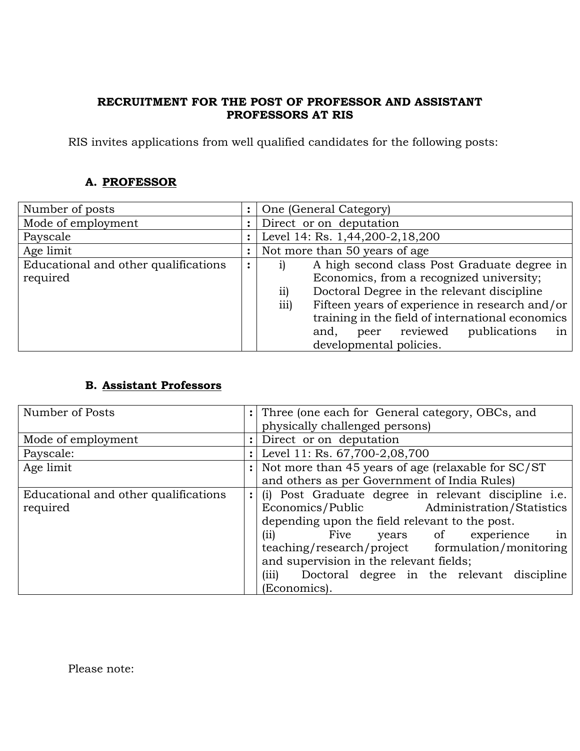# RECRUITMENT FOR THE POST OF PROFESSOR AND ASSISTANT PROFESSORS AT RIS

RIS invites applications from well qualified candidates for the following posts:

## A. PROFESSOR

| | | |
|---|---|---|
| Number of posts | : | One (General Category) |
| Mode of employment | : | Direct or on deputation |
| Payscale | : | Level 14: Rs. 1,44,200-2,18,200 |
| Age limit | : | Not more than 50 years of age |
| Educational and other qualifications required | : | i) A high second class Post Graduate degree in Economics, from a recognized university;<br>ii) Doctoral Degree in the relevant discipline<br>iii) Fifteen years of experience in research and/or training in the field of international economics and, peer reviewed publications in developmental policies. |

## B. Assistant Professors

| | | |
|---|---|---|
| Number of Posts | : | Three (one each for General category, OBCs, and physically challenged persons) |
| Mode of employment | : | Direct or on deputation |
| Payscale: | : | Level 11: Rs. 67,700-2,08,700 |
| Age limit | : | Not more than 45 years of age (relaxable for SC/ST and others as per Government of India Rules) |
| Educational and other qualifications required | : | (i) Post Graduate degree in relevant discipline i.e. Economics/Public Administration/Statistics depending upon the field relevant to the post.<br>(ii) Five years of experience in teaching/research/project formulation/monitoring and supervision in the relevant fields;<br>(iii) Doctoral degree in the relevant discipline (Economics). |

Please note: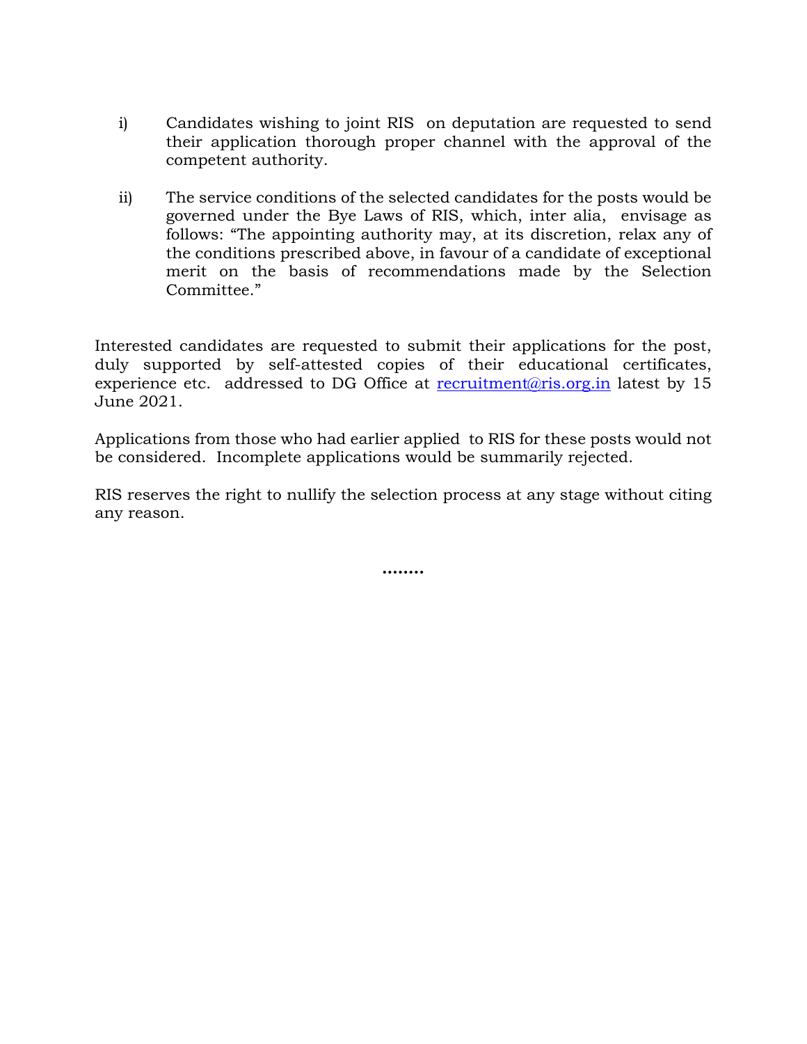i) Candidates wishing to joint RIS on deputation are requested to send their application thorough proper channel with the approval of the competent authority.

ii) The service conditions of the selected candidates for the posts would be governed under the Bye Laws of RIS, which, inter alia, envisage as follows: "The appointing authority may, at its discretion, relax any of the conditions prescribed above, in favour of a candidate of exceptional merit on the basis of recommendations made by the Selection Committee."

Interested candidates are requested to submit their applications for the post, duly supported by self-attested copies of their educational certificates, experience etc. addressed to DG Office at recruitment@ris.org.in latest by 15 June 2021.

Applications from those who had earlier applied to RIS for these posts would not be considered. Incomplete applications would be summarily rejected.

RIS reserves the right to nullify the selection process at any stage without citing any reason.

........